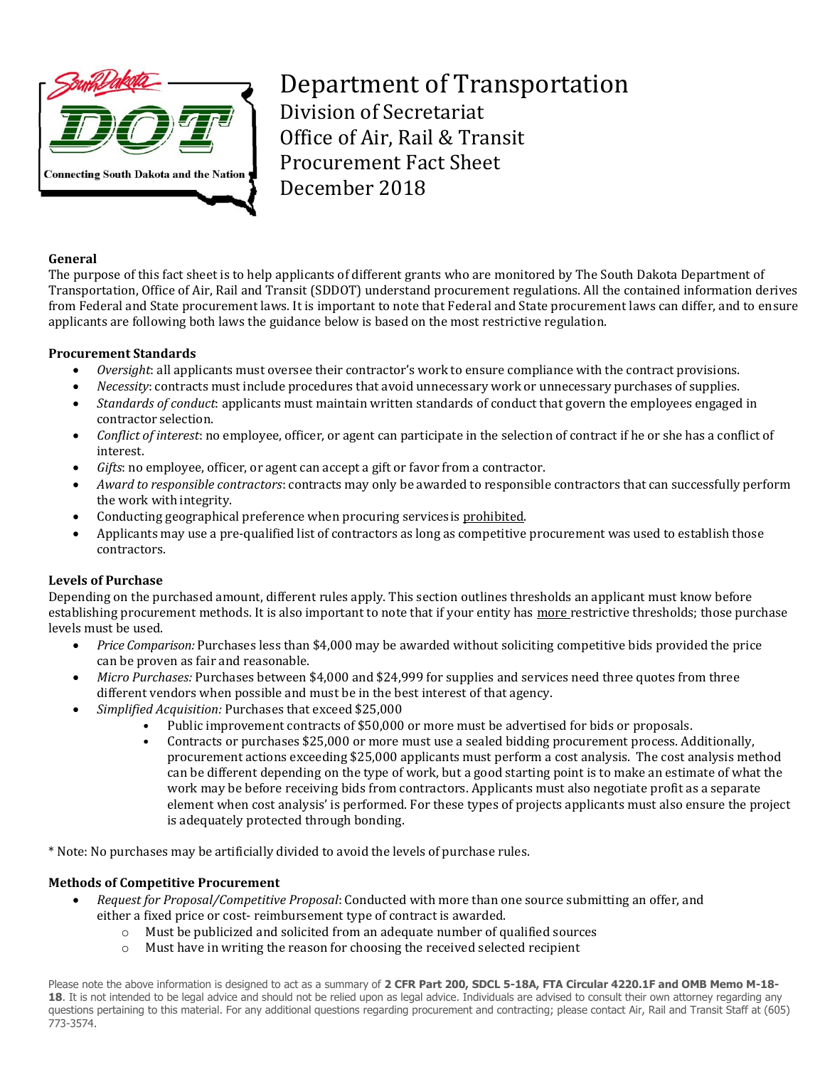# Department of Transportation

Division of Secretariat
Office of Air, Rail & Transit
Procurement Fact Sheet
December 2018

## General

The purpose of this fact sheet is to help applicants of different grants who are monitored by The South Dakota Department of Transportation, Office of Air, Rail and Transit (SDDOT) understand procurement regulations. All the contained information derives from Federal and State procurement laws. It is important to note that Federal and State procurement laws can differ, and to ensure applicants are following both laws the guidance below is based on the most restrictive regulation.

## Procurement Standards

- *Oversight*: all applicants must oversee their contractor's work to ensure compliance with the contract provisions.
- *Necessity*: contracts must include procedures that avoid unnecessary work or unnecessary purchases of supplies.
- *Standards of conduct*: applicants must maintain written standards of conduct that govern the employees engaged in contractor selection.
- *Conflict of interest*: no employee, officer, or agent can participate in the selection of contract if he or she has a conflict of interest.
- *Gifts*: no employee, officer, or agent can accept a gift or favor from a contractor.
- *Award to responsible contractors*: contracts may only be awarded to responsible contractors that can successfully perform the work with integrity.
- Conducting geographical preference when procuring services is prohibited.
- Applicants may use a pre-qualified list of contractors as long as competitive procurement was used to establish those contractors.

## Levels of Purchase

Depending on the purchased amount, different rules apply. This section outlines thresholds an applicant must know before establishing procurement methods. It is also important to note that if your entity has more restrictive thresholds; those purchase levels must be used.

- *Price Comparison:* Purchases less than $4,000 may be awarded without soliciting competitive bids provided the price can be proven as fair and reasonable.
- *Micro Purchases:* Purchases between $4,000 and $24,999 for supplies and services need three quotes from three different vendors when possible and must be in the best interest of that agency.
- *Simplified Acquisition:* Purchases that exceed $25,000
    - Public improvement contracts of $50,000 or more must be advertised for bids or proposals.
    - Contracts or purchases $25,000 or more must use a sealed bidding procurement process. Additionally, procurement actions exceeding $25,000 applicants must perform a cost analysis. The cost analysis method can be different depending on the type of work, but a good starting point is to make an estimate of what the work may be before receiving bids from contractors. Applicants must also negotiate profit as a separate element when cost analysis' is performed. For these types of projects applicants must also ensure the project is adequately protected through bonding.

\* Note: No purchases may be artificially divided to avoid the levels of purchase rules.

## Methods of Competitive Procurement

- *Request for Proposal/Competitive Proposal*: Conducted with more than one source submitting an offer, and either a fixed price or cost- reimbursement type of contract is awarded.
    - Must be publicized and solicited from an adequate number of qualified sources
    - Must have in writing the reason for choosing the received selected recipient

Please note the above information is designed to act as a summary of **2 CFR Part 200, SDCL 5-18A, FTA Circular 4220.1F and OMB Memo M-18-18**. It is not intended to be legal advice and should not be relied upon as legal advice. Individuals are advised to consult their own attorney regarding any questions pertaining to this material. For any additional questions regarding procurement and contracting; please contact Air, Rail and Transit Staff at (605) 773-3574.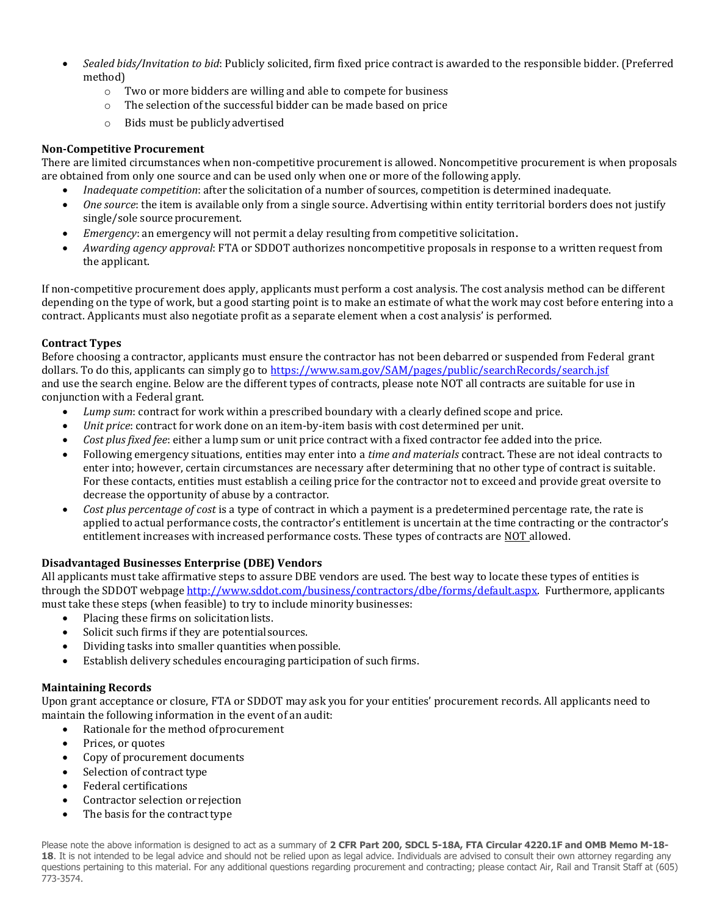- *Sealed bids/Invitation to bid*: Publicly solicited, firm fixed price contract is awarded to the responsible bidder. (Preferred method)
    - Two or more bidders are willing and able to compete for business
    - The selection of the successful bidder can be made based on price
    - Bids must be publicly advertised

**Non-Competitive Procurement**

There are limited circumstances when non-competitive procurement is allowed. Noncompetitive procurement is when proposals are obtained from only one source and can be used only when one or more of the following apply.

- *Inadequate competition*: after the solicitation of a number of sources, competition is determined inadequate.
- *One source*: the item is available only from a single source. Advertising within entity territorial borders does not justify single/sole source procurement.
- *Emergency*: an emergency will not permit a delay resulting from competitive solicitation.
- *Awarding agency approval*: FTA or SDDOT authorizes noncompetitive proposals in response to a written request from the applicant.

If non-competitive procurement does apply, applicants must perform a cost analysis. The cost analysis method can be different depending on the type of work, but a good starting point is to make an estimate of what the work may cost before entering into a contract. Applicants must also negotiate profit as a separate element when a cost analysis' is performed.

**Contract Types**

Before choosing a contractor, applicants must ensure the contractor has not been debarred or suspended from Federal grant dollars. To do this, applicants can simply go to https://www.sam.gov/SAM/pages/public/searchRecords/search.jsf and use the search engine. Below are the different types of contracts, please note NOT all contracts are suitable for use in conjunction with a Federal grant.

- *Lump sum*: contract for work within a prescribed boundary with a clearly defined scope and price.
- *Unit price*: contract for work done on an item-by-item basis with cost determined per unit.
- *Cost plus fixed fee*: either a lump sum or unit price contract with a fixed contractor fee added into the price.
- Following emergency situations, entities may enter into a *time and materials* contract. These are not ideal contracts to enter into; however, certain circumstances are necessary after determining that no other type of contract is suitable. For these contacts, entities must establish a ceiling price for the contractor not to exceed and provide great oversite to decrease the opportunity of abuse by a contractor.
- *Cost plus percentage of cost* is a type of contract in which a payment is a predetermined percentage rate, the rate is applied to actual performance costs, the contractor's entitlement is uncertain at the time contracting or the contractor's entitlement increases with increased performance costs. These types of contracts are NOT allowed.

**Disadvantaged Businesses Enterprise (DBE) Vendors**

All applicants must take affirmative steps to assure DBE vendors are used. The best way to locate these types of entities is through the SDDOT webpage http://www.sddot.com/business/contractors/dbe/forms/default.aspx. Furthermore, applicants must take these steps (when feasible) to try to include minority businesses:

- Placing these firms on solicitation lists.
- Solicit such firms if they are potential sources.
- Dividing tasks into smaller quantities when possible.
- Establish delivery schedules encouraging participation of such firms.

**Maintaining Records**

Upon grant acceptance or closure, FTA or SDDOT may ask you for your entities' procurement records. All applicants need to maintain the following information in the event of an audit:

- Rationale for the method of procurement
- Prices, or quotes
- Copy of procurement documents
- Selection of contract type
- Federal certifications
- Contractor selection or rejection
- The basis for the contract type

Please note the above information is designed to act as a summary of **2 CFR Part 200, SDCL 5-18A, FTA Circular 4220.1F and OMB Memo M-18-18**. It is not intended to be legal advice and should not be relied upon as legal advice. Individuals are advised to consult their own attorney regarding any questions pertaining to this material. For any additional questions regarding procurement and contracting; please contact Air, Rail and Transit Staff at (605) 773-3574.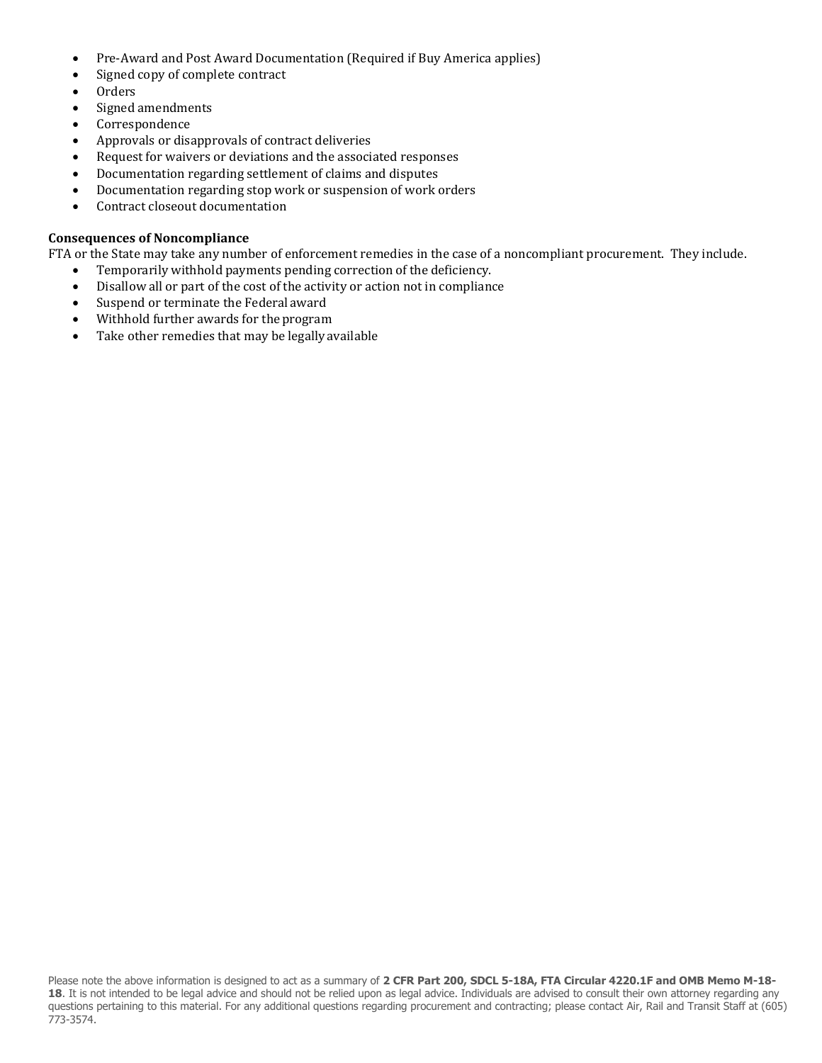- Pre-Award and Post Award Documentation (Required if Buy America applies)
- Signed copy of complete contract
- Orders
- Signed amendments
- Correspondence
- Approvals or disapprovals of contract deliveries
- Request for waivers or deviations and the associated responses
- Documentation regarding settlement of claims and disputes
- Documentation regarding stop work or suspension of work orders
- Contract closeout documentation

**Consequences of Noncompliance**

FTA or the State may take any number of enforcement remedies in the case of a noncompliant procurement. They include.

- Temporarily withhold payments pending correction of the deficiency.
- Disallow all or part of the cost of the activity or action not in compliance
- Suspend or terminate the Federal award
- Withhold further awards for the program
- Take other remedies that may be legally available

Please note the above information is designed to act as a summary of **2 CFR Part 200, SDCL 5-18A, FTA Circular 4220.1F and OMB Memo M-18-18**. It is not intended to be legal advice and should not be relied upon as legal advice. Individuals are advised to consult their own attorney regarding any questions pertaining to this material. For any additional questions regarding procurement and contracting; please contact Air, Rail and Transit Staff at (605) 773-3574.